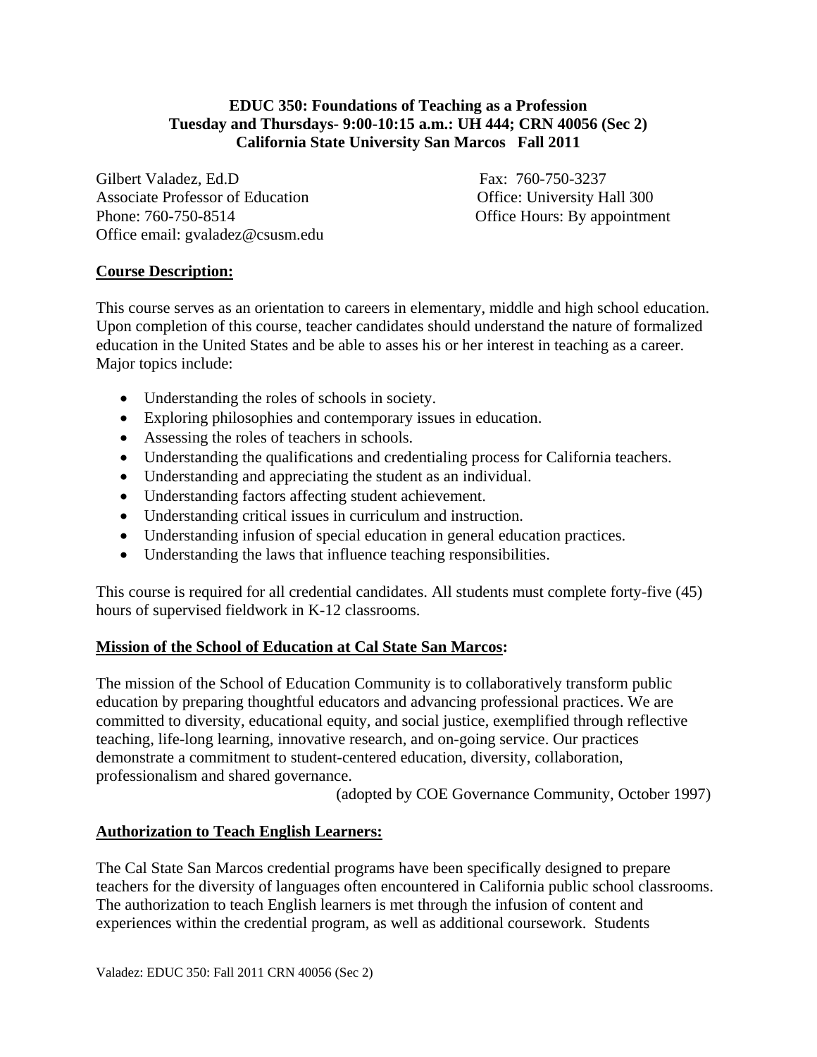**EDUC 350: Foundations of Teaching as a Profession**
**Tuesday and Thursdays- 9:00-10:15 a.m.: UH 444; CRN 40056 (Sec 2)**
**California State University San Marcos Fall 2011**

Gilbert Valadez, Ed.D
Associate Professor of Education
Phone: 760-750-8514
Office email: gvaladez@csusm.edu

Fax: 760-750-3237
Office: University Hall 300
Office Hours: By appointment

## Course Description:

This course serves as an orientation to careers in elementary, middle and high school education. Upon completion of this course, teacher candidates should understand the nature of formalized education in the United States and be able to asses his or her interest in teaching as a career. Major topics include:

- Understanding the roles of schools in society.
- Exploring philosophies and contemporary issues in education.
- Assessing the roles of teachers in schools.
- Understanding the qualifications and credentialing process for California teachers.
- Understanding and appreciating the student as an individual.
- Understanding factors affecting student achievement.
- Understanding critical issues in curriculum and instruction.
- Understanding infusion of special education in general education practices.
- Understanding the laws that influence teaching responsibilities.

This course is required for all credential candidates. All students must complete forty-five (45) hours of supervised fieldwork in K-12 classrooms.

## Mission of the School of Education at Cal State San Marcos:

The mission of the School of Education Community is to collaboratively transform public education by preparing thoughtful educators and advancing professional practices. We are committed to diversity, educational equity, and social justice, exemplified through reflective teaching, life-long learning, innovative research, and on-going service. Our practices demonstrate a commitment to student-centered education, diversity, collaboration, professionalism and shared governance.

(adopted by COE Governance Community, October 1997)

## Authorization to Teach English Learners:

The Cal State San Marcos credential programs have been specifically designed to prepare teachers for the diversity of languages often encountered in California public school classrooms. The authorization to teach English learners is met through the infusion of content and experiences within the credential program, as well as additional coursework. Students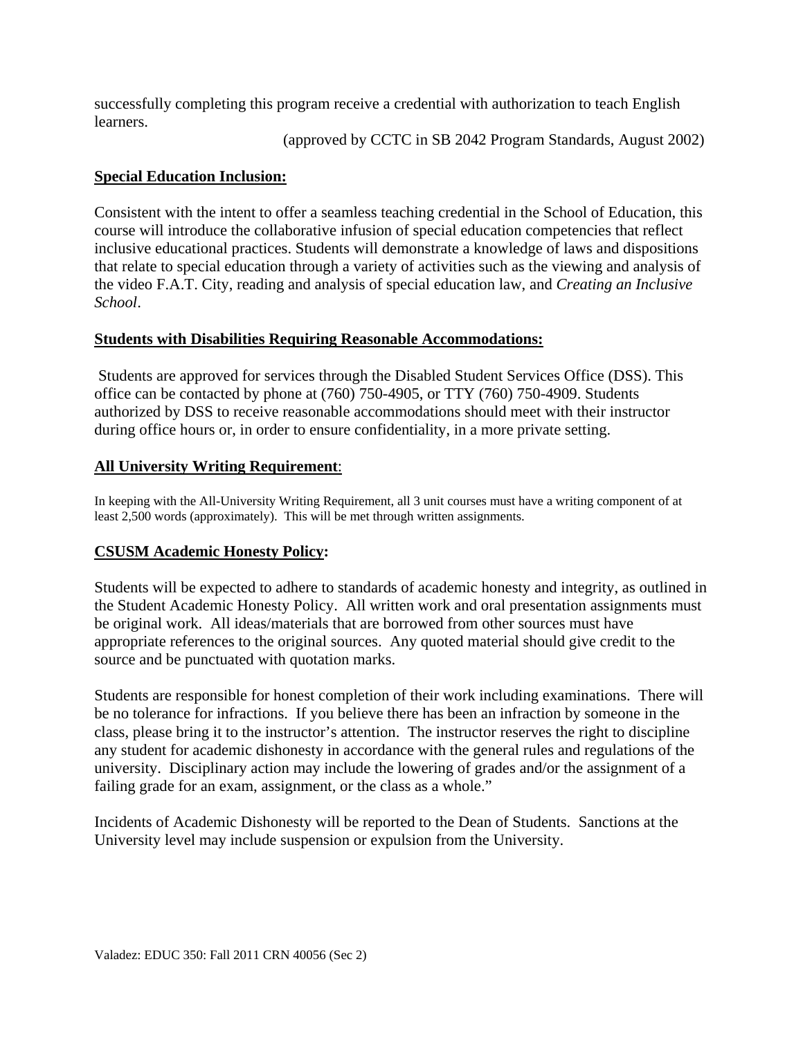successfully completing this program receive a credential with authorization to teach English learners.

(approved by CCTC in SB 2042 Program Standards, August 2002)

**Special Education Inclusion:**

Consistent with the intent to offer a seamless teaching credential in the School of Education, this course will introduce the collaborative infusion of special education competencies that reflect inclusive educational practices. Students will demonstrate a knowledge of laws and dispositions that relate to special education through a variety of activities such as the viewing and analysis of the video F.A.T. City, reading and analysis of special education law, and *Creating an Inclusive School*.

**Students with Disabilities Requiring Reasonable Accommodations:**

Students are approved for services through the Disabled Student Services Office (DSS). This office can be contacted by phone at (760) 750-4905, or TTY (760) 750-4909. Students authorized by DSS to receive reasonable accommodations should meet with their instructor during office hours or, in order to ensure confidentiality, in a more private setting.

**All University Writing Requirement**:

In keeping with the All-University Writing Requirement, all 3 unit courses must have a writing component of at least 2,500 words (approximately). This will be met through written assignments.

**CSUSM Academic Honesty Policy:**

Students will be expected to adhere to standards of academic honesty and integrity, as outlined in the Student Academic Honesty Policy. All written work and oral presentation assignments must be original work. All ideas/materials that are borrowed from other sources must have appropriate references to the original sources. Any quoted material should give credit to the source and be punctuated with quotation marks.

Students are responsible for honest completion of their work including examinations. There will be no tolerance for infractions. If you believe there has been an infraction by someone in the class, please bring it to the instructor's attention. The instructor reserves the right to discipline any student for academic dishonesty in accordance with the general rules and regulations of the university. Disciplinary action may include the lowering of grades and/or the assignment of a failing grade for an exam, assignment, or the class as a whole."

Incidents of Academic Dishonesty will be reported to the Dean of Students. Sanctions at the University level may include suspension or expulsion from the University.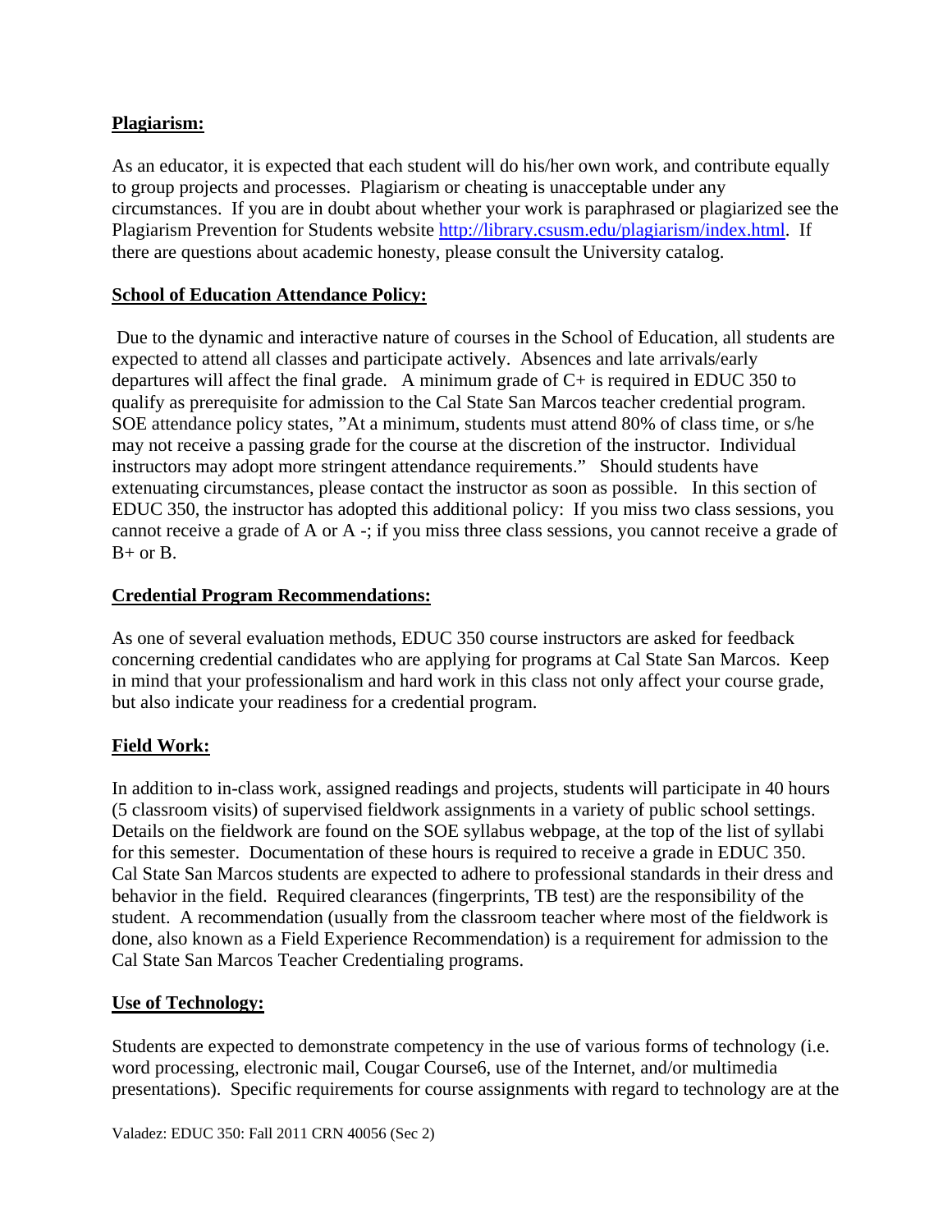**Plagiarism:**

As an educator, it is expected that each student will do his/her own work, and contribute equally to group projects and processes. Plagiarism or cheating is unacceptable under any circumstances. If you are in doubt about whether your work is paraphrased or plagiarized see the Plagiarism Prevention for Students website http://library.csusm.edu/plagiarism/index.html. If there are questions about academic honesty, please consult the University catalog.

**School of Education Attendance Policy:**

Due to the dynamic and interactive nature of courses in the School of Education, all students are expected to attend all classes and participate actively. Absences and late arrivals/early departures will affect the final grade. A minimum grade of C+ is required in EDUC 350 to qualify as prerequisite for admission to the Cal State San Marcos teacher credential program. SOE attendance policy states, "At a minimum, students must attend 80% of class time, or s/he may not receive a passing grade for the course at the discretion of the instructor. Individual instructors may adopt more stringent attendance requirements." Should students have extenuating circumstances, please contact the instructor as soon as possible. In this section of EDUC 350, the instructor has adopted this additional policy: If you miss two class sessions, you cannot receive a grade of A or A -; if you miss three class sessions, you cannot receive a grade of B+ or B.

**Credential Program Recommendations:**

As one of several evaluation methods, EDUC 350 course instructors are asked for feedback concerning credential candidates who are applying for programs at Cal State San Marcos. Keep in mind that your professionalism and hard work in this class not only affect your course grade, but also indicate your readiness for a credential program.

**Field Work:**

In addition to in-class work, assigned readings and projects, students will participate in 40 hours (5 classroom visits) of supervised fieldwork assignments in a variety of public school settings. Details on the fieldwork are found on the SOE syllabus webpage, at the top of the list of syllabi for this semester. Documentation of these hours is required to receive a grade in EDUC 350. Cal State San Marcos students are expected to adhere to professional standards in their dress and behavior in the field. Required clearances (fingerprints, TB test) are the responsibility of the student. A recommendation (usually from the classroom teacher where most of the fieldwork is done, also known as a Field Experience Recommendation) is a requirement for admission to the Cal State San Marcos Teacher Credentialing programs.

**Use of Technology:**

Students are expected to demonstrate competency in the use of various forms of technology (i.e. word processing, electronic mail, Cougar Course6, use of the Internet, and/or multimedia presentations). Specific requirements for course assignments with regard to technology are at the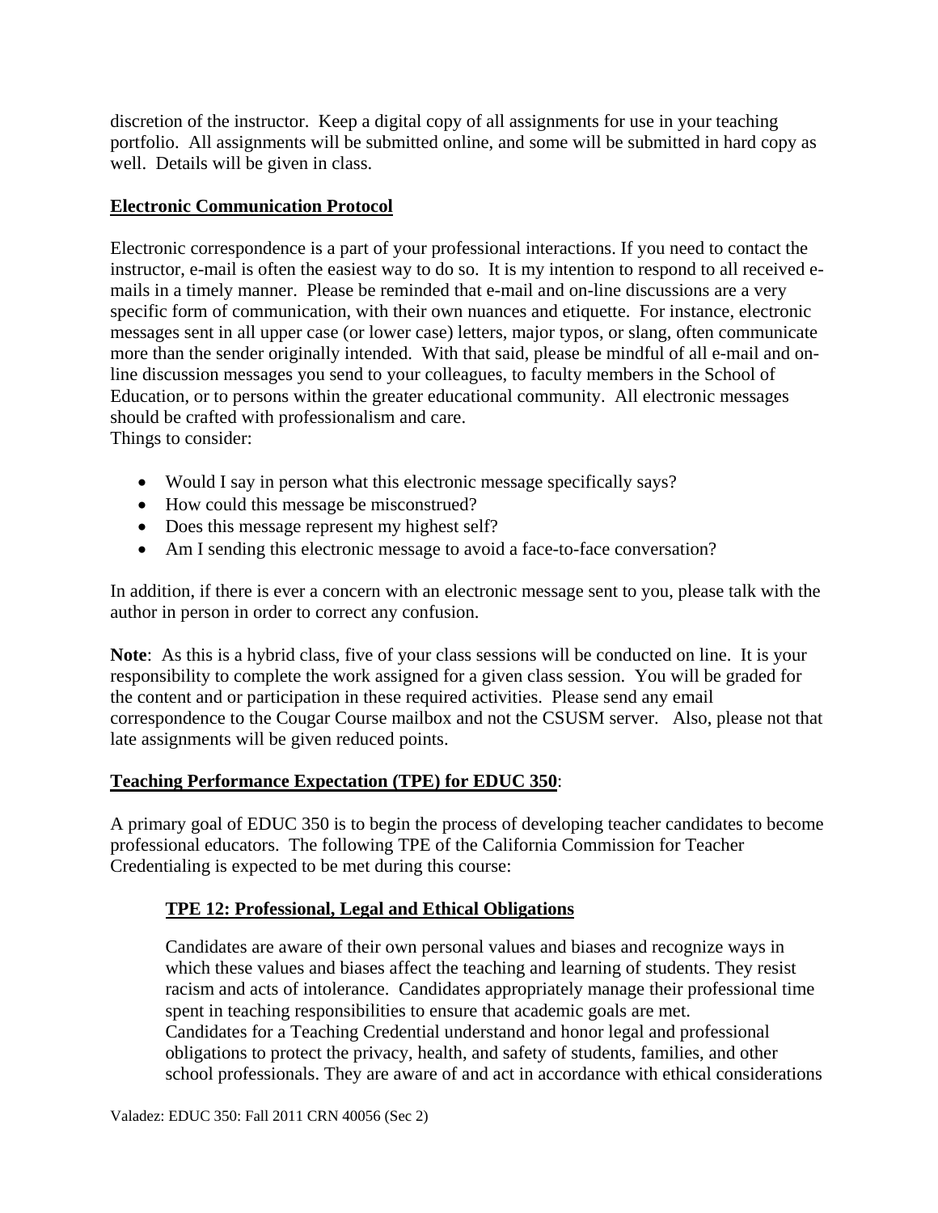discretion of the instructor. Keep a digital copy of all assignments for use in your teaching portfolio. All assignments will be submitted online, and some will be submitted in hard copy as well. Details will be given in class.

## Electronic Communication Protocol

Electronic correspondence is a part of your professional interactions. If you need to contact the instructor, e-mail is often the easiest way to do so. It is my intention to respond to all received e-mails in a timely manner. Please be reminded that e-mail and on-line discussions are a very specific form of communication, with their own nuances and etiquette. For instance, electronic messages sent in all upper case (or lower case) letters, major typos, or slang, often communicate more than the sender originally intended. With that said, please be mindful of all e-mail and on-line discussion messages you send to your colleagues, to faculty members in the School of Education, or to persons within the greater educational community. All electronic messages should be crafted with professionalism and care.
Things to consider:

- Would I say in person what this electronic message specifically says?
- How could this message be misconstrued?
- Does this message represent my highest self?
- Am I sending this electronic message to avoid a face-to-face conversation?

In addition, if there is ever a concern with an electronic message sent to you, please talk with the author in person in order to correct any confusion.

**Note**: As this is a hybrid class, five of your class sessions will be conducted on line. It is your responsibility to complete the work assigned for a given class session. You will be graded for the content and or participation in these required activities. Please send any email correspondence to the Cougar Course mailbox and not the CSUSM server. Also, please not that late assignments will be given reduced points.

## Teaching Performance Expectation (TPE) for EDUC 350:

A primary goal of EDUC 350 is to begin the process of developing teacher candidates to become professional educators. The following TPE of the California Commission for Teacher Credentialing is expected to be met during this course:

### TPE 12: Professional, Legal and Ethical Obligations

Candidates are aware of their own personal values and biases and recognize ways in which these values and biases affect the teaching and learning of students. They resist racism and acts of intolerance. Candidates appropriately manage their professional time spent in teaching responsibilities to ensure that academic goals are met.
Candidates for a Teaching Credential understand and honor legal and professional obligations to protect the privacy, health, and safety of students, families, and other school professionals. They are aware of and act in accordance with ethical considerations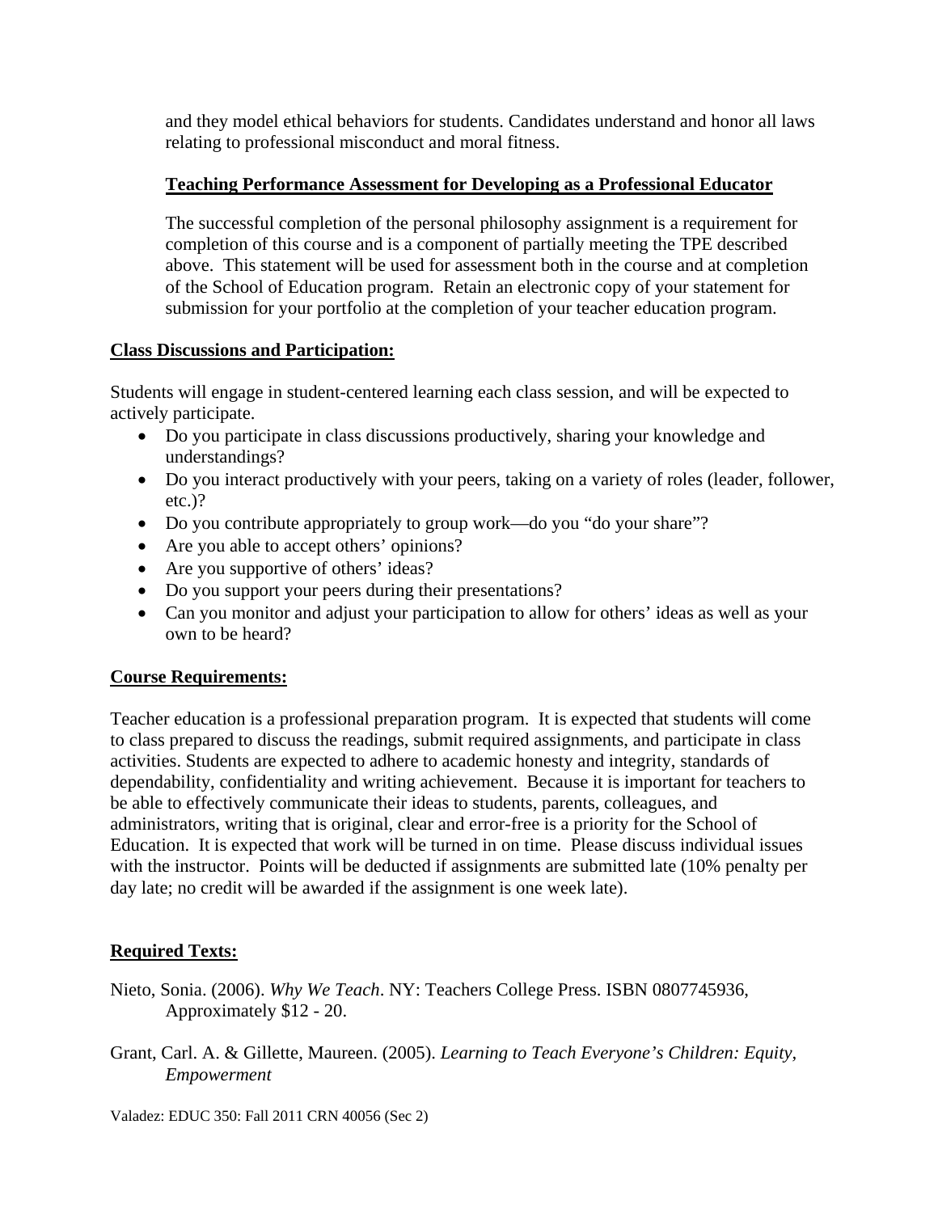and they model ethical behaviors for students. Candidates understand and honor all laws relating to professional misconduct and moral fitness.

**Teaching Performance Assessment for Developing as a Professional Educator**

The successful completion of the personal philosophy assignment is a requirement for completion of this course and is a component of partially meeting the TPE described above. This statement will be used for assessment both in the course and at completion of the School of Education program. Retain an electronic copy of your statement for submission for your portfolio at the completion of your teacher education program.

**Class Discussions and Participation:**

Students will engage in student-centered learning each class session, and will be expected to actively participate.

- Do you participate in class discussions productively, sharing your knowledge and understandings?
- Do you interact productively with your peers, taking on a variety of roles (leader, follower, etc.)?
- Do you contribute appropriately to group work—do you "do your share"?
- Are you able to accept others' opinions?
- Are you supportive of others' ideas?
- Do you support your peers during their presentations?
- Can you monitor and adjust your participation to allow for others' ideas as well as your own to be heard?

**Course Requirements:**

Teacher education is a professional preparation program. It is expected that students will come to class prepared to discuss the readings, submit required assignments, and participate in class activities. Students are expected to adhere to academic honesty and integrity, standards of dependability, confidentiality and writing achievement. Because it is important for teachers to be able to effectively communicate their ideas to students, parents, colleagues, and administrators, writing that is original, clear and error-free is a priority for the School of Education. It is expected that work will be turned in on time. Please discuss individual issues with the instructor. Points will be deducted if assignments are submitted late (10% penalty per day late; no credit will be awarded if the assignment is one week late).

**Required Texts:**

Nieto, Sonia. (2006). *Why We Teach*. NY: Teachers College Press. ISBN 0807745936, Approximately $12 - 20.

Grant, Carl. A. & Gillette, Maureen. (2005). *Learning to Teach Everyone's Children: Equity, Empowerment*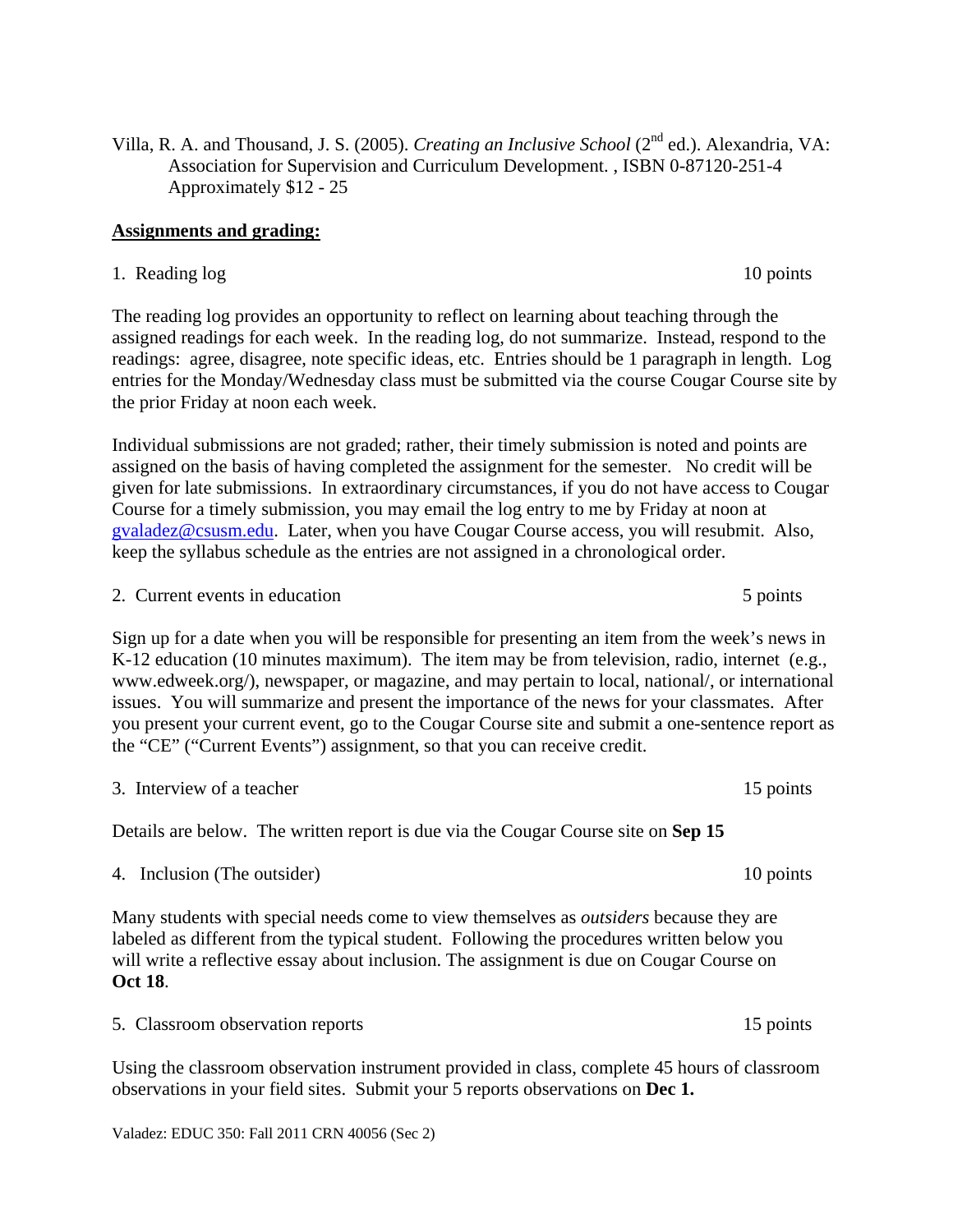Villa, R. A. and Thousand, J. S. (2005). *Creating an Inclusive School* (2nd ed.). Alexandria, VA: Association for Supervision and Curriculum Development. , ISBN 0-87120-251-4 Approximately $12 - 25

**Assignments and grading:**

1. Reading log 10 points

The reading log provides an opportunity to reflect on learning about teaching through the assigned readings for each week. In the reading log, do not summarize. Instead, respond to the readings: agree, disagree, note specific ideas, etc. Entries should be 1 paragraph in length. Log entries for the Monday/Wednesday class must be submitted via the course Cougar Course site by the prior Friday at noon each week.

Individual submissions are not graded; rather, their timely submission is noted and points are assigned on the basis of having completed the assignment for the semester. No credit will be given for late submissions. In extraordinary circumstances, if you do not have access to Cougar Course for a timely submission, you may email the log entry to me by Friday at noon at gvaladez@csusm.edu. Later, when you have Cougar Course access, you will resubmit. Also, keep the syllabus schedule as the entries are not assigned in a chronological order.

2. Current events in education 5 points

Sign up for a date when you will be responsible for presenting an item from the week's news in K-12 education (10 minutes maximum). The item may be from television, radio, internet (e.g., www.edweek.org/), newspaper, or magazine, and may pertain to local, national/, or international issues. You will summarize and present the importance of the news for your classmates. After you present your current event, go to the Cougar Course site and submit a one-sentence report as the "CE" ("Current Events") assignment, so that you can receive credit.

3. Interview of a teacher 15 points

Details are below. The written report is due via the Cougar Course site on **Sep 15**

4. Inclusion (The outsider) 10 points

Many students with special needs come to view themselves as *outsiders* because they are labeled as different from the typical student. Following the procedures written below you will write a reflective essay about inclusion. The assignment is due on Cougar Course on **Oct 18**.

5. Classroom observation reports 15 points

Using the classroom observation instrument provided in class, complete 45 hours of classroom observations in your field sites. Submit your 5 reports observations on **Dec 1.**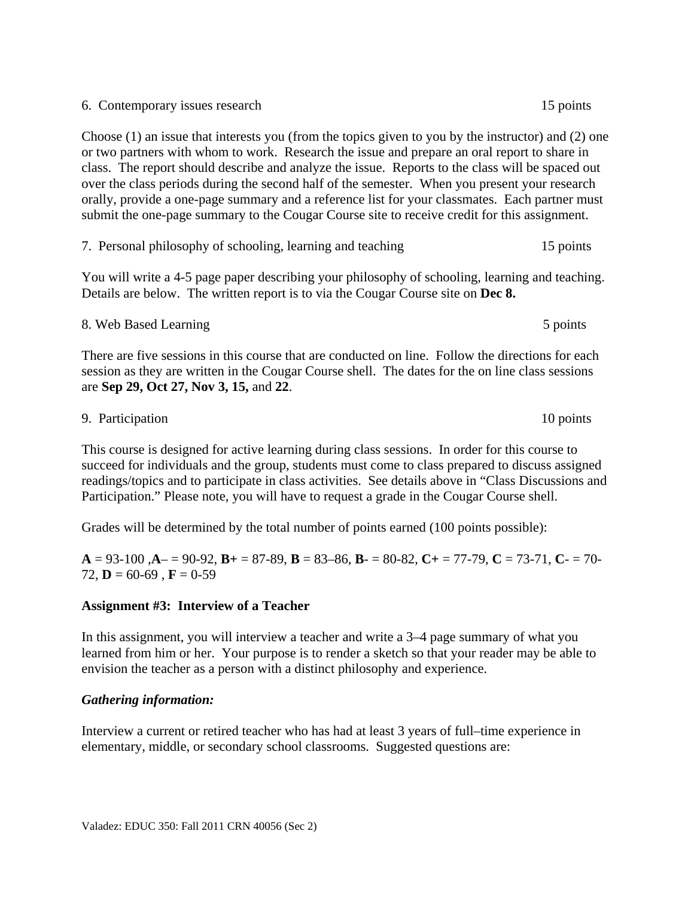6. Contemporary issues research 15 points

Choose (1) an issue that interests you (from the topics given to you by the instructor) and (2) one or two partners with whom to work. Research the issue and prepare an oral report to share in class. The report should describe and analyze the issue. Reports to the class will be spaced out over the class periods during the second half of the semester. When you present your research orally, provide a one-page summary and a reference list for your classmates. Each partner must submit the one-page summary to the Cougar Course site to receive credit for this assignment.

7. Personal philosophy of schooling, learning and teaching 15 points

You will write a 4-5 page paper describing your philosophy of schooling, learning and teaching. Details are below. The written report is to via the Cougar Course site on **Dec 8.**

8. Web Based Learning 5 points

There are five sessions in this course that are conducted on line. Follow the directions for each session as they are written in the Cougar Course shell. The dates for the on line class sessions are **Sep 29, Oct 27, Nov 3, 15,** and **22**.

9. Participation 10 points

This course is designed for active learning during class sessions. In order for this course to succeed for individuals and the group, students must come to class prepared to discuss assigned readings/topics and to participate in class activities. See details above in "Class Discussions and Participation." Please note, you will have to request a grade in the Cougar Course shell.

Grades will be determined by the total number of points earned (100 points possible):

**A** = 93-100 ,**A**– = 90-92, **B+** = 87-89, **B** = 83–86, **B**- = 80-82, **C+** = 77-79, **C** = 73-71, **C**- = 70-72, **D** = 60-69 , **F** = 0-59

**Assignment #3: Interview of a Teacher**

In this assignment, you will interview a teacher and write a 3–4 page summary of what you learned from him or her. Your purpose is to render a sketch so that your reader may be able to envision the teacher as a person with a distinct philosophy and experience.

***Gathering information:***

Interview a current or retired teacher who has had at least 3 years of full–time experience in elementary, middle, or secondary school classrooms. Suggested questions are: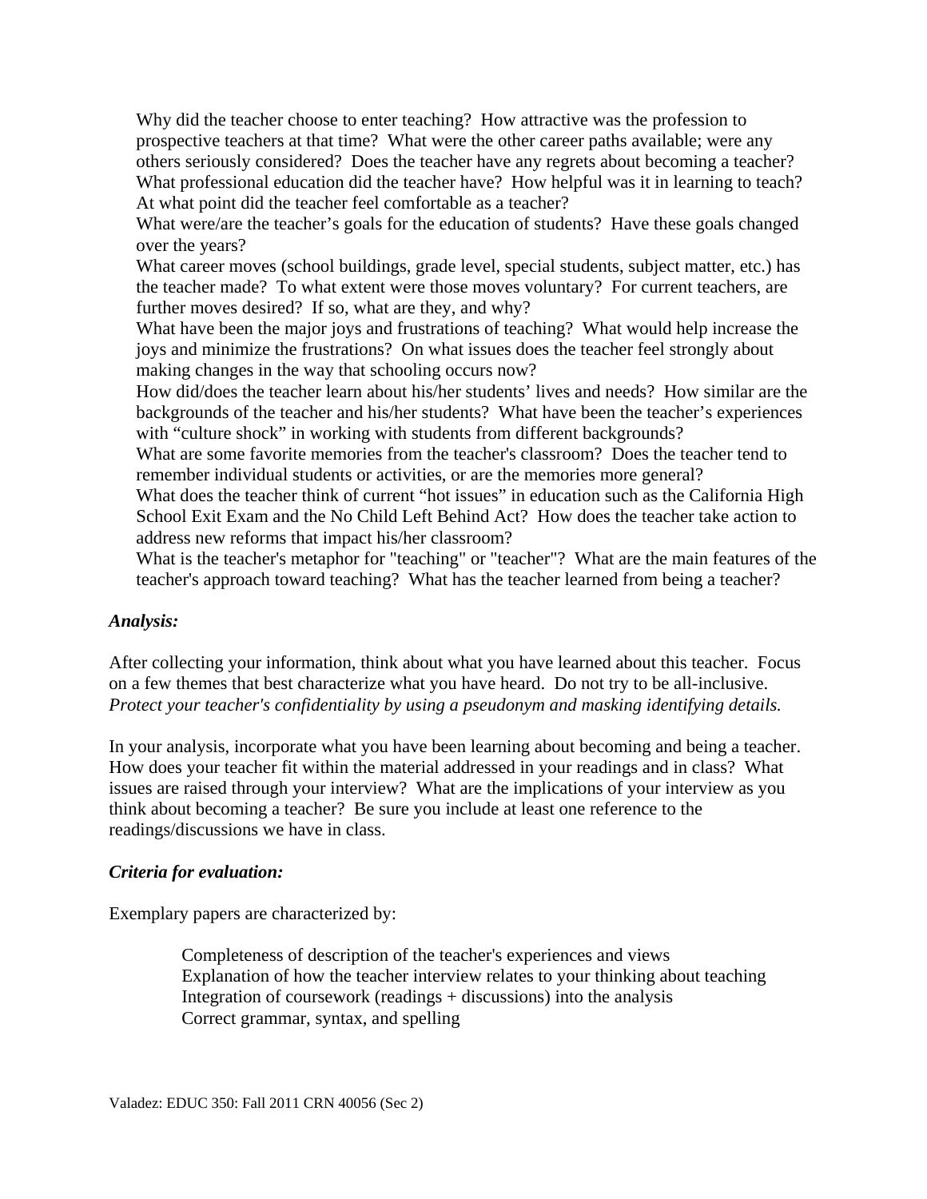Why did the teacher choose to enter teaching? How attractive was the profession to prospective teachers at that time? What were the other career paths available; were any others seriously considered? Does the teacher have any regrets about becoming a teacher?

What professional education did the teacher have? How helpful was it in learning to teach? At what point did the teacher feel comfortable as a teacher?

What were/are the teacher's goals for the education of students? Have these goals changed over the years?

What career moves (school buildings, grade level, special students, subject matter, etc.) has the teacher made? To what extent were those moves voluntary? For current teachers, are further moves desired? If so, what are they, and why?

What have been the major joys and frustrations of teaching? What would help increase the joys and minimize the frustrations? On what issues does the teacher feel strongly about making changes in the way that schooling occurs now?

How did/does the teacher learn about his/her students' lives and needs? How similar are the backgrounds of the teacher and his/her students? What have been the teacher's experiences with "culture shock" in working with students from different backgrounds?

What are some favorite memories from the teacher's classroom? Does the teacher tend to remember individual students or activities, or are the memories more general?

What does the teacher think of current "hot issues" in education such as the California High School Exit Exam and the No Child Left Behind Act? How does the teacher take action to address new reforms that impact his/her classroom?

What is the teacher's metaphor for "teaching" or "teacher"? What are the main features of the teacher's approach toward teaching? What has the teacher learned from being a teacher?

***Analysis:***

After collecting your information, think about what you have learned about this teacher. Focus on a few themes that best characterize what you have heard. Do not try to be all-inclusive. *Protect your teacher's confidentiality by using a pseudonym and masking identifying details.*

In your analysis, incorporate what you have been learning about becoming and being a teacher. How does your teacher fit within the material addressed in your readings and in class? What issues are raised through your interview? What are the implications of your interview as you think about becoming a teacher? Be sure you include at least one reference to the readings/discussions we have in class.

***Criteria for evaluation:***

Exemplary papers are characterized by:

- Completeness of description of the teacher's experiences and views
- Explanation of how the teacher interview relates to your thinking about teaching
- Integration of coursework (readings + discussions) into the analysis
- Correct grammar, syntax, and spelling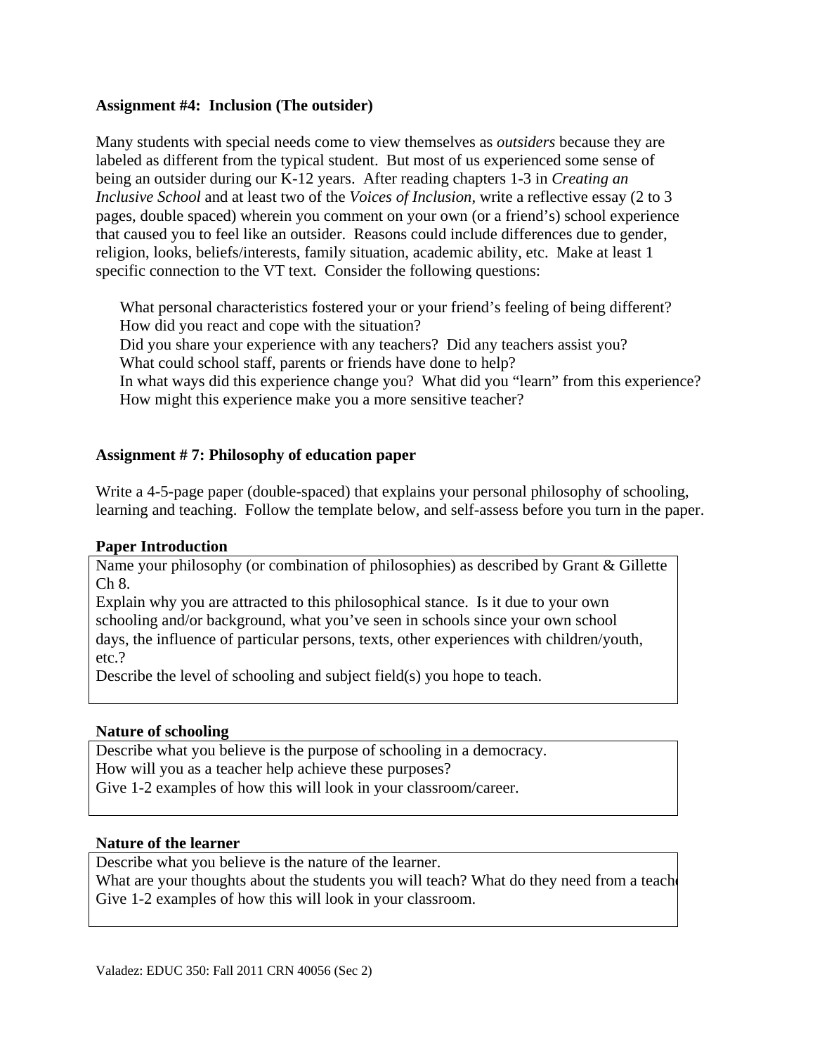**Assignment #4: Inclusion (The outsider)**

Many students with special needs come to view themselves as *outsiders* because they are labeled as different from the typical student. But most of us experienced some sense of being an outsider during our K-12 years. After reading chapters 1-3 in *Creating an Inclusive School* and at least two of the *Voices of Inclusion*, write a reflective essay (2 to 3 pages, double spaced) wherein you comment on your own (or a friend's) school experience that caused you to feel like an outsider. Reasons could include differences due to gender, religion, looks, beliefs/interests, family situation, academic ability, etc. Make at least 1 specific connection to the VT text. Consider the following questions:

- What personal characteristics fostered your or your friend's feeling of being different?
- How did you react and cope with the situation?
- Did you share your experience with any teachers? Did any teachers assist you?
- What could school staff, parents or friends have done to help?
- In what ways did this experience change you? What did you "learn" from this experience?
- How might this experience make you a more sensitive teacher?

**Assignment # 7: Philosophy of education paper**

Write a 4-5-page paper (double-spaced) that explains your personal philosophy of schooling, learning and teaching. Follow the template below, and self-assess before you turn in the paper.

**Paper Introduction**

| |
|---|
| Name your philosophy (or combination of philosophies) as described by Grant & Gillette Ch 8.<br>Explain why you are attracted to this philosophical stance. Is it due to your own schooling and/or background, what you've seen in schools since your own school days, the influence of particular persons, texts, other experiences with children/youth, etc.?<br>Describe the level of schooling and subject field(s) you hope to teach. |

**Nature of schooling**

| |
|---|
| Describe what you believe is the purpose of schooling in a democracy.<br>How will you as a teacher help achieve these purposes?<br>Give 1-2 examples of how this will look in your classroom/career. |

**Nature of the learner**

| |
|---|
| Describe what you believe is the nature of the learner.<br>What are your thoughts about the students you will teach? What do they need from a teach<br>Give 1-2 examples of how this will look in your classroom. |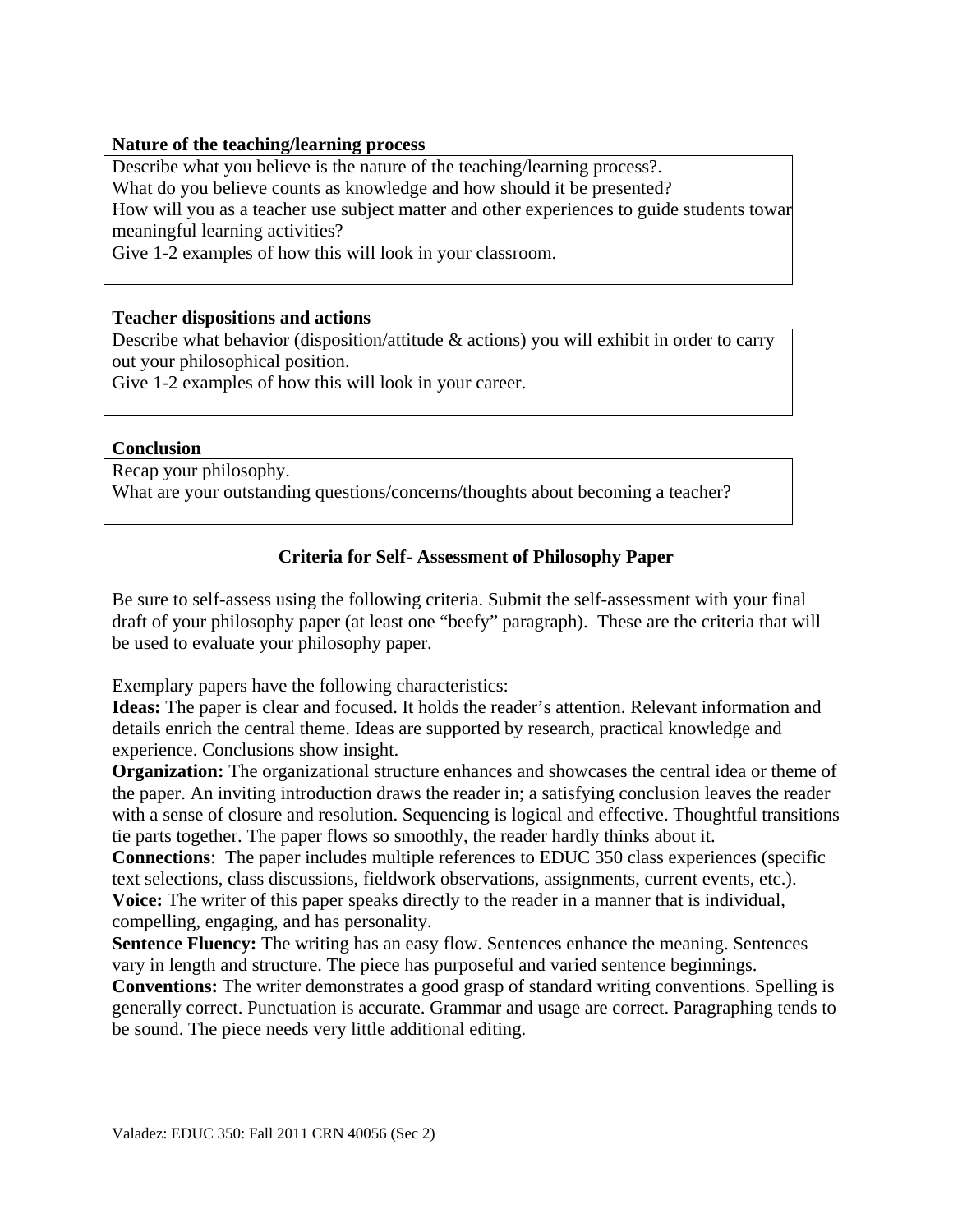**Nature of the teaching/learning process**

Describe what you believe is the nature of the teaching/learning process?.
What do you believe counts as knowledge and how should it be presented?
How will you as a teacher use subject matter and other experiences to guide students towar meaningful learning activities?
Give 1-2 examples of how this will look in your classroom.

**Teacher dispositions and actions**

Describe what behavior (disposition/attitude & actions) you will exhibit in order to carry out your philosophical position.
Give 1-2 examples of how this will look in your career.

**Conclusion**

Recap your philosophy.
What are your outstanding questions/concerns/thoughts about becoming a teacher?

## Criteria for Self- Assessment of Philosophy Paper

Be sure to self-assess using the following criteria. Submit the self-assessment with your final draft of your philosophy paper (at least one "beefy" paragraph). These are the criteria that will be used to evaluate your philosophy paper.

Exemplary papers have the following characteristics:
**Ideas:** The paper is clear and focused. It holds the reader's attention. Relevant information and details enrich the central theme. Ideas are supported by research, practical knowledge and experience. Conclusions show insight.
**Organization:** The organizational structure enhances and showcases the central idea or theme of the paper. An inviting introduction draws the reader in; a satisfying conclusion leaves the reader with a sense of closure and resolution. Sequencing is logical and effective. Thoughtful transitions tie parts together. The paper flows so smoothly, the reader hardly thinks about it.
**Connections**: The paper includes multiple references to EDUC 350 class experiences (specific text selections, class discussions, fieldwork observations, assignments, current events, etc.).
**Voice:** The writer of this paper speaks directly to the reader in a manner that is individual, compelling, engaging, and has personality.
**Sentence Fluency:** The writing has an easy flow. Sentences enhance the meaning. Sentences vary in length and structure. The piece has purposeful and varied sentence beginnings.
**Conventions:** The writer demonstrates a good grasp of standard writing conventions. Spelling is generally correct. Punctuation is accurate. Grammar and usage are correct. Paragraphing tends to be sound. The piece needs very little additional editing.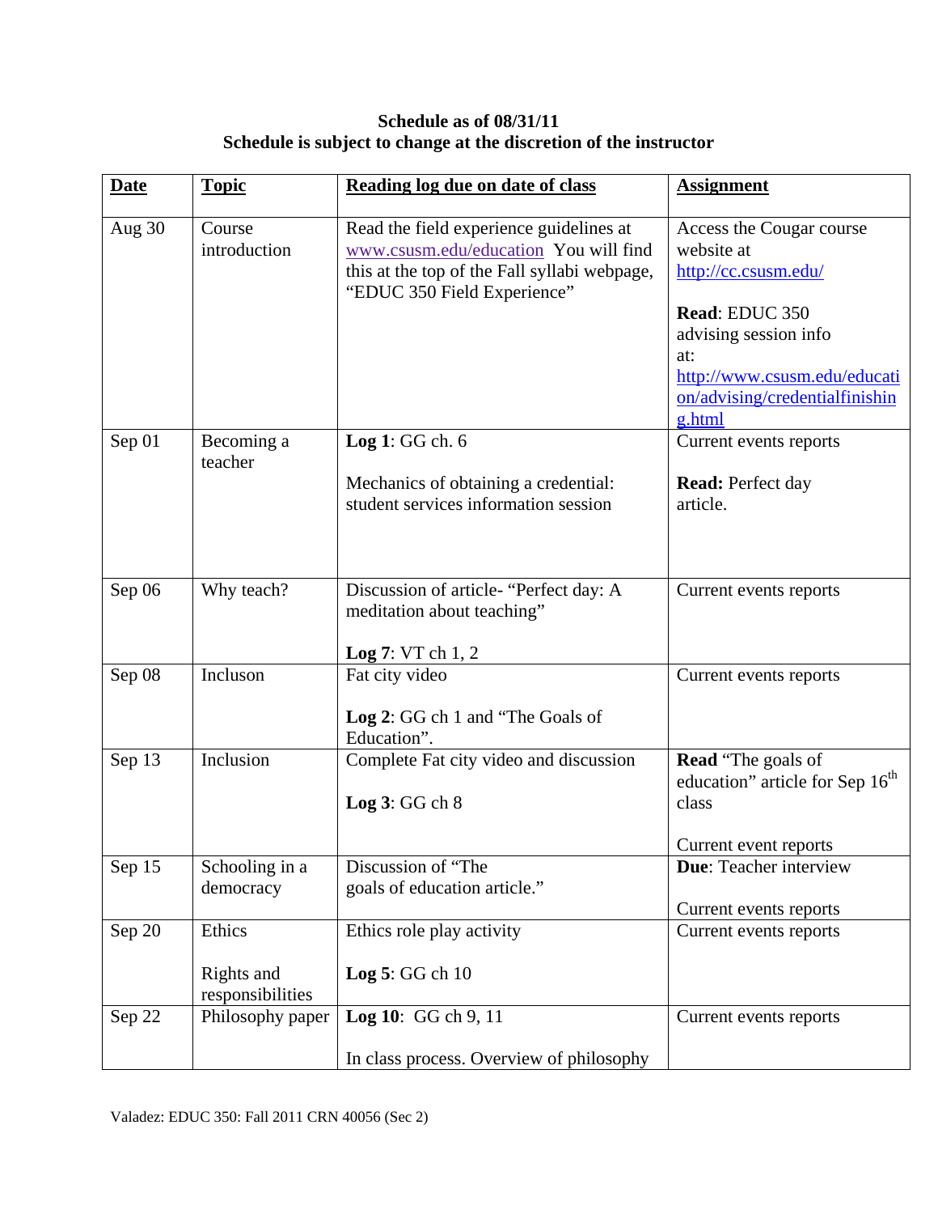**Schedule as of 08/31/11**
**Schedule is subject to change at the discretion of the instructor**

| Date | Topic | Reading log due on date of class | Assignment |
|---|---|---|---|
| Aug 30 | Course introduction | Read the field experience guidelines at www.csusm.edu/education You will find this at the top of the Fall syllabi webpage, "EDUC 350 Field Experience" | Access the Cougar course website at http://cc.csusm.edu/<br><br>**Read**: EDUC 350 advising session info at: http://www.csusm.edu/education/advising/credentialfinishing.html |
| Sep 01 | Becoming a teacher | **Log 1**: GG ch. 6<br><br>Mechanics of obtaining a credential: student services information session | Current events reports<br><br>**Read:** Perfect day article. |
| Sep 06 | Why teach? | Discussion of article- "Perfect day: A meditation about teaching"<br><br>**Log 7**: VT ch 1, 2 | Current events reports |
| Sep 08 | Incluson | Fat city video<br><br>**Log 2**: GG ch 1 and "The Goals of Education". | Current events reports |
| Sep 13 | Inclusion | Complete Fat city video and discussion<br><br>**Log 3**: GG ch 8 | **Read** "The goals of education" article for Sep 16th class<br><br>Current event reports |
| Sep 15 | Schooling in a democracy | Discussion of "The goals of education article." | **Due**: Teacher interview<br><br>Current events reports |
| Sep 20 | Ethics<br><br>Rights and responsibilities | Ethics role play activity<br><br>**Log 5**: GG ch 10 | Current events reports |
| Sep 22 | Philosophy paper | **Log 10**: GG ch 9, 11<br><br>In class process. Overview of philosophy | Current events reports |

Valadez: EDUC 350: Fall 2011 CRN 40056 (Sec 2)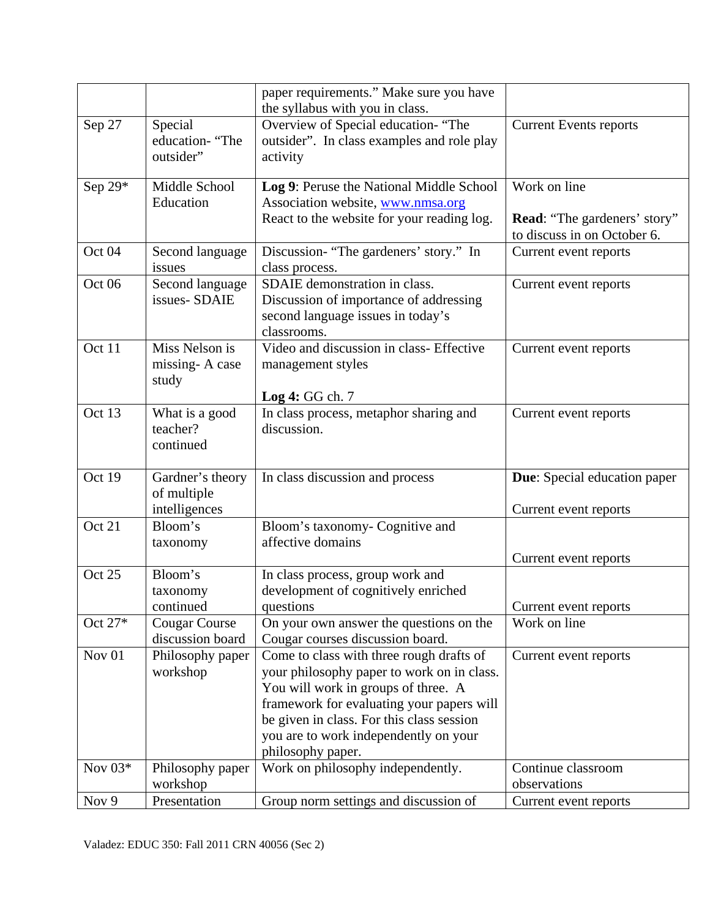| | | | |
|---|---|---|---|
| | | paper requirements." Make sure you have the syllabus with you in class. | |
| Sep 27 | Special education- "The outsider" | Overview of Special education- "The outsider". In class examples and role play activity | Current Events reports |
| Sep 29* | Middle School Education | **Log 9**: Peruse the National Middle School Association website, [www.nmsa.org](http://www.nmsa.org) React to the website for your reading log. | Work on line<br><br>**Read**: "The gardeners' story" to discuss in on October 6. |
| Oct 04 | Second language issues | Discussion- "The gardeners' story." In class process. | Current event reports |
| Oct 06 | Second language issues- SDAIE | SDAIE demonstration in class. Discussion of importance of addressing second language issues in today's classrooms. | Current event reports |
| Oct 11 | Miss Nelson is missing- A case study | Video and discussion in class- Effective management styles<br><br>**Log 4:** GG ch. 7 | Current event reports |
| Oct 13 | What is a good teacher? continued | In class process, metaphor sharing and discussion. | Current event reports |
| Oct 19 | Gardner's theory of multiple intelligences | In class discussion and process | **Due**: Special education paper<br><br>Current event reports |
| Oct 21 | Bloom's taxonomy | Bloom's taxonomy- Cognitive and affective domains | Current event reports |
| Oct 25 | Bloom's taxonomy continued | In class process, group work and development of cognitively enriched questions | Current event reports |
| Oct 27* | Cougar Course discussion board | On your own answer the questions on the Cougar courses discussion board. | Work on line |
| Nov 01 | Philosophy paper workshop | Come to class with three rough drafts of your philosophy paper to work on in class. You will work in groups of three. A framework for evaluating your papers will be given in class. For this class session you are to work independently on your philosophy paper. | Current event reports |
| Nov 03* | Philosophy paper workshop | Work on philosophy independently. | Continue classroom observations |
| Nov 9 | Presentation | Group norm settings and discussion of | Current event reports |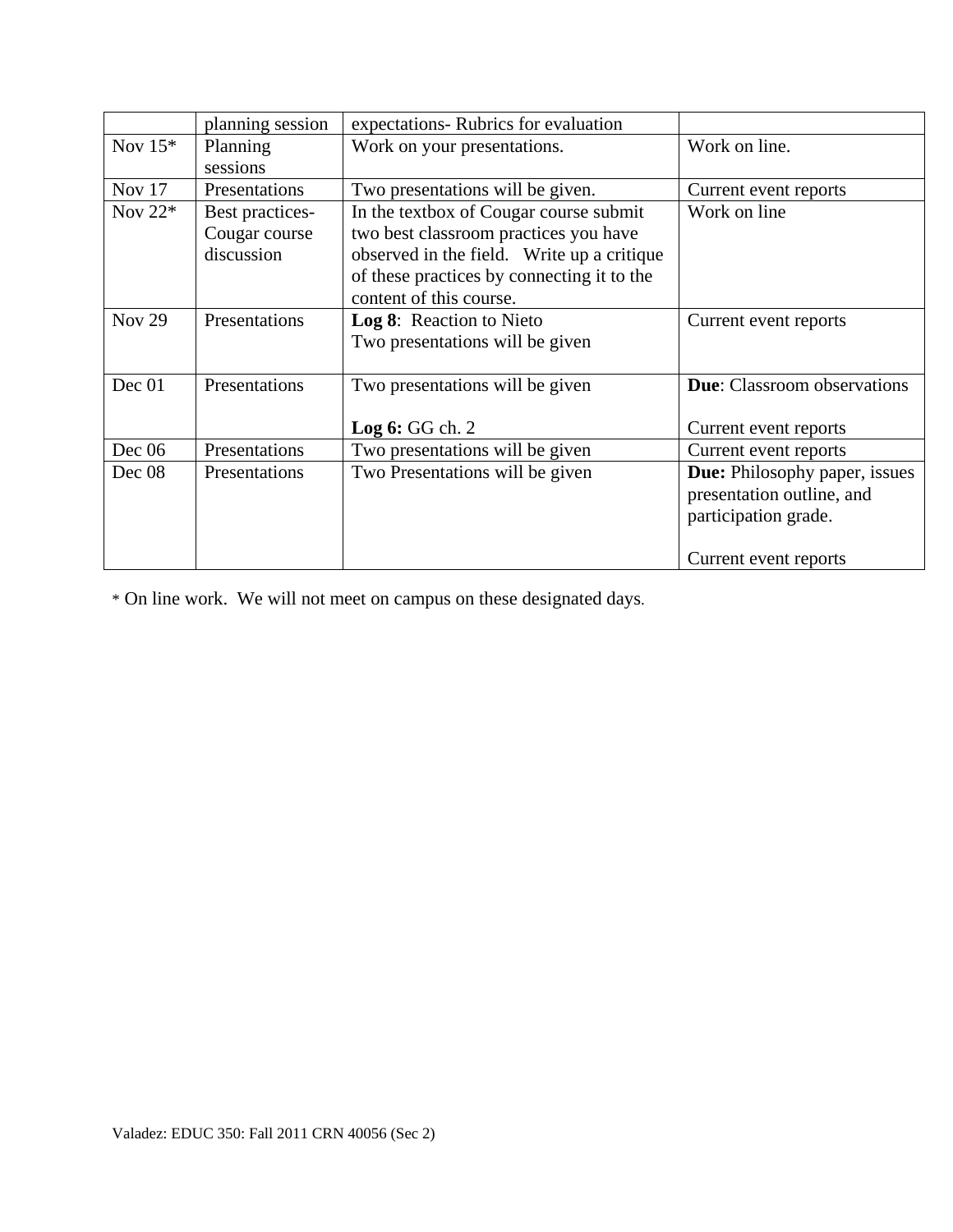| | | | |
|---|---|---|---|
| | planning session | expectations- Rubrics for evaluation | |
| Nov 15* | Planning sessions | Work on your presentations. | Work on line. |
| Nov 17 | Presentations | Two presentations will be given. | Current event reports |
| Nov 22* | Best practices- Cougar course discussion | In the textbox of Cougar course submit two best classroom practices you have observed in the field. Write up a critique of these practices by connecting it to the content of this course. | Work on line |
| Nov 29 | Presentations | **Log 8**: Reaction to Nieto<br>Two presentations will be given | Current event reports |
| Dec 01 | Presentations | Two presentations will be given<br><br>**Log 6:** GG ch. 2 | **Due**: Classroom observations<br><br>Current event reports |
| Dec 06 | Presentations | Two presentations will be given | Current event reports |
| Dec 08 | Presentations | Two Presentations will be given | **Due:** Philosophy paper, issues presentation outline, and participation grade.<br><br>Current event reports |

* On line work. We will not meet on campus on these designated days.